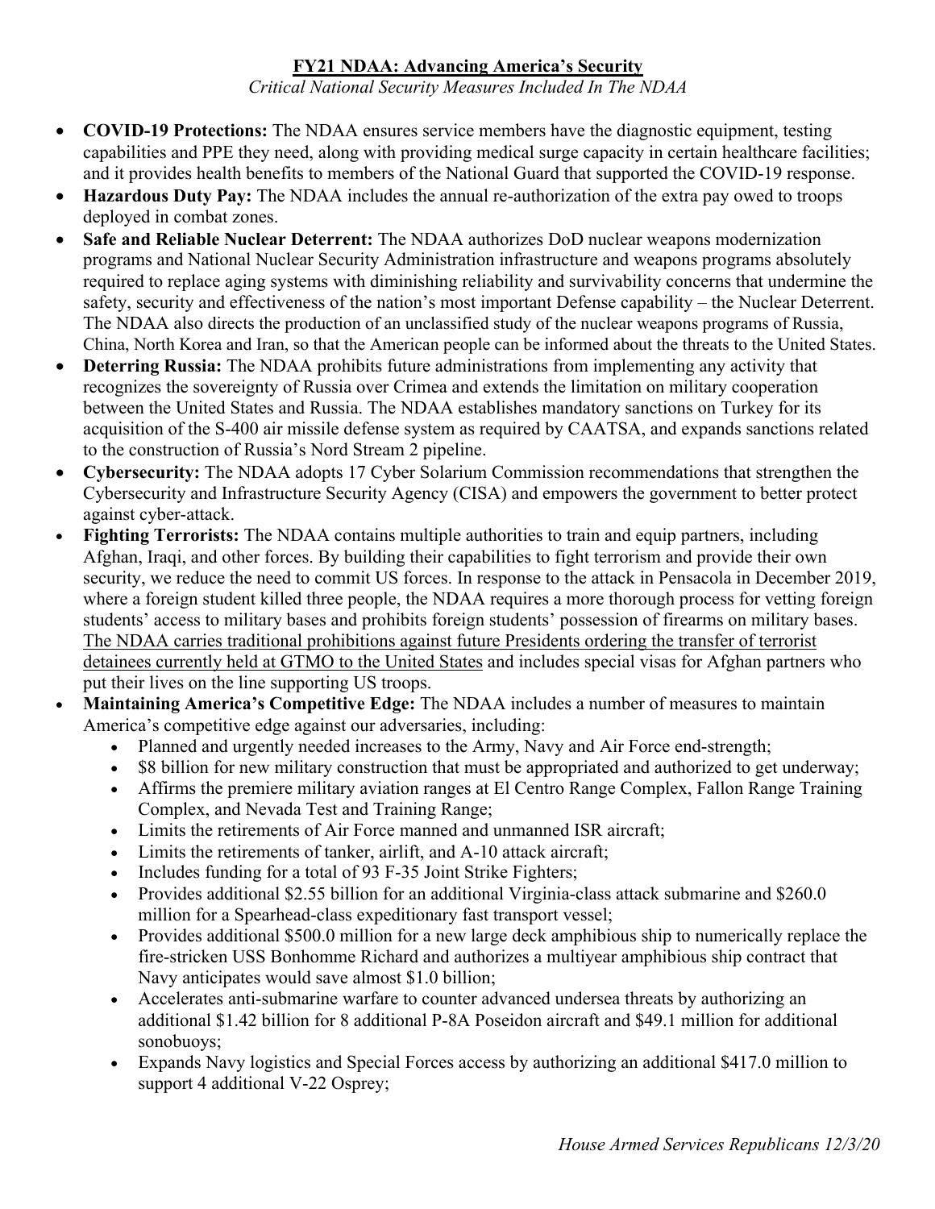# FY21 NDAA: Advancing America's Security

*Critical National Security Measures Included In The NDAA*

- **COVID-19 Protections:** The NDAA ensures service members have the diagnostic equipment, testing capabilities and PPE they need, along with providing medical surge capacity in certain healthcare facilities; and it provides health benefits to members of the National Guard that supported the COVID-19 response.
- **Hazardous Duty Pay:** The NDAA includes the annual re-authorization of the extra pay owed to troops deployed in combat zones.
- **Safe and Reliable Nuclear Deterrent:** The NDAA authorizes DoD nuclear weapons modernization programs and National Nuclear Security Administration infrastructure and weapons programs absolutely required to replace aging systems with diminishing reliability and survivability concerns that undermine the safety, security and effectiveness of the nation's most important Defense capability – the Nuclear Deterrent. The NDAA also directs the production of an unclassified study of the nuclear weapons programs of Russia, China, North Korea and Iran, so that the American people can be informed about the threats to the United States.
- **Deterring Russia:** The NDAA prohibits future administrations from implementing any activity that recognizes the sovereignty of Russia over Crimea and extends the limitation on military cooperation between the United States and Russia. The NDAA establishes mandatory sanctions on Turkey for its acquisition of the S-400 air missile defense system as required by CAATSA, and expands sanctions related to the construction of Russia's Nord Stream 2 pipeline.
- **Cybersecurity:** The NDAA adopts 17 Cyber Solarium Commission recommendations that strengthen the Cybersecurity and Infrastructure Security Agency (CISA) and empowers the government to better protect against cyber-attack.
- **Fighting Terrorists:** The NDAA contains multiple authorities to train and equip partners, including Afghan, Iraqi, and other forces. By building their capabilities to fight terrorism and provide their own security, we reduce the need to commit US forces. In response to the attack in Pensacola in December 2019, where a foreign student killed three people, the NDAA requires a more thorough process for vetting foreign students' access to military bases and prohibits foreign students' possession of firearms on military bases. <u>The NDAA carries traditional prohibitions against future Presidents ordering the transfer of terrorist detainees currently held at GTMO to the United States</u> and includes special visas for Afghan partners who put their lives on the line supporting US troops.
- **Maintaining America's Competitive Edge:** The NDAA includes a number of measures to maintain America's competitive edge against our adversaries, including:
  - Planned and urgently needed increases to the Army, Navy and Air Force end-strength;
  - $8 billion for new military construction that must be appropriated and authorized to get underway;
  - Affirms the premiere military aviation ranges at El Centro Range Complex, Fallon Range Training Complex, and Nevada Test and Training Range;
  - Limits the retirements of Air Force manned and unmanned ISR aircraft;
  - Limits the retirements of tanker, airlift, and A-10 attack aircraft;
  - Includes funding for a total of 93 F-35 Joint Strike Fighters;
  - Provides additional $2.55 billion for an additional Virginia-class attack submarine and $260.0 million for a Spearhead-class expeditionary fast transport vessel;
  - Provides additional $500.0 million for a new large deck amphibious ship to numerically replace the fire-stricken USS Bonhomme Richard and authorizes a multiyear amphibious ship contract that Navy anticipates would save almost $1.0 billion;
  - Accelerates anti-submarine warfare to counter advanced undersea threats by authorizing an additional $1.42 billion for 8 additional P-8A Poseidon aircraft and $49.1 million for additional sonobuoys;
  - Expands Navy logistics and Special Forces access by authorizing an additional $417.0 million to support 4 additional V-22 Osprey;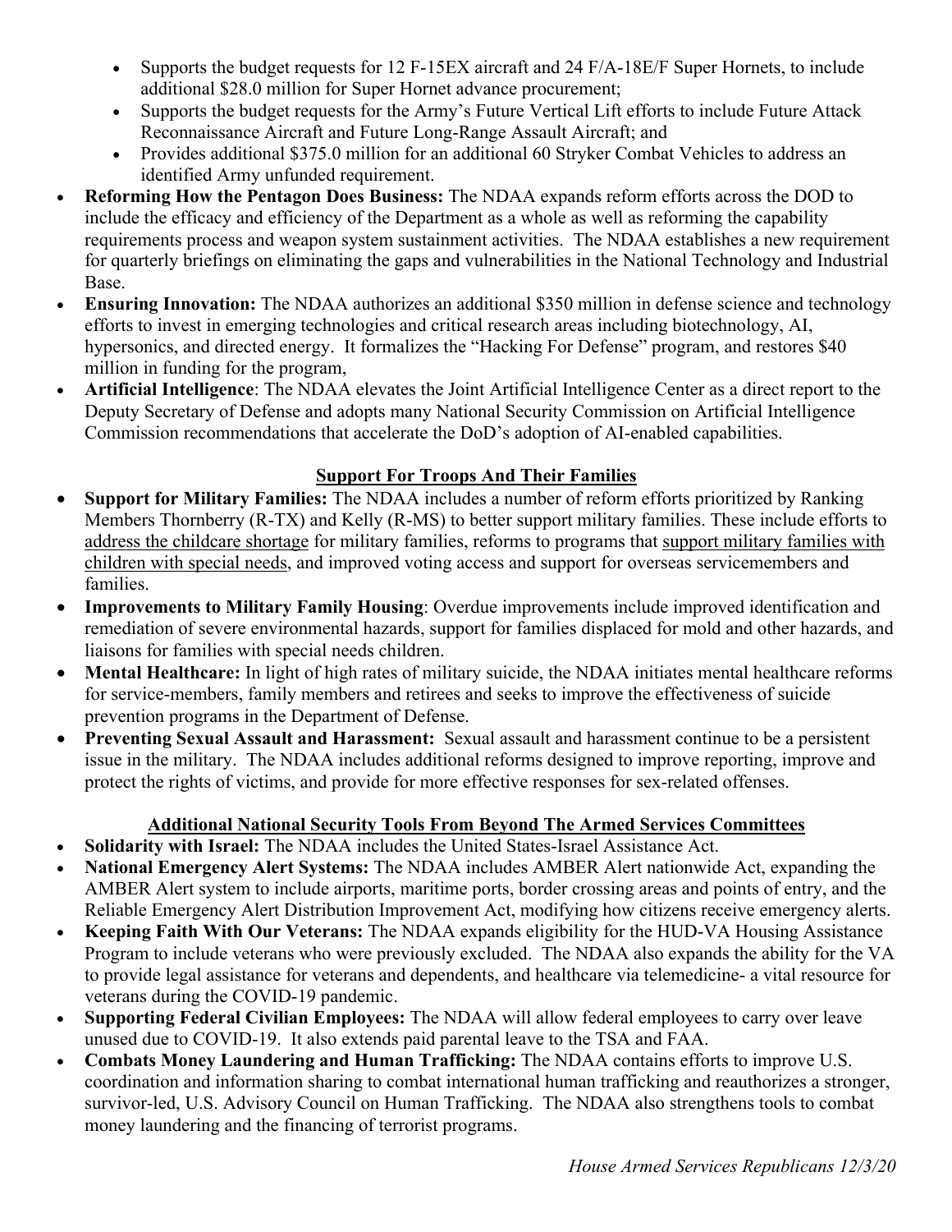- Supports the budget requests for 12 F-15EX aircraft and 24 F/A-18E/F Super Hornets, to include additional $28.0 million for Super Hornet advance procurement;
- Supports the budget requests for the Army's Future Vertical Lift efforts to include Future Attack Reconnaissance Aircraft and Future Long-Range Assault Aircraft; and
- Provides additional $375.0 million for an additional 60 Stryker Combat Vehicles to address an identified Army unfunded requirement.

- **Reforming How the Pentagon Does Business:** The NDAA expands reform efforts across the DOD to include the efficacy and efficiency of the Department as a whole as well as reforming the capability requirements process and weapon system sustainment activities. The NDAA establishes a new requirement for quarterly briefings on eliminating the gaps and vulnerabilities in the National Technology and Industrial Base.
- **Ensuring Innovation:** The NDAA authorizes an additional $350 million in defense science and technology efforts to invest in emerging technologies and critical research areas including biotechnology, AI, hypersonics, and directed energy. It formalizes the "Hacking For Defense" program, and restores $40 million in funding for the program,
- **Artificial Intelligence**: The NDAA elevates the Joint Artificial Intelligence Center as a direct report to the Deputy Secretary of Defense and adopts many National Security Commission on Artificial Intelligence Commission recommendations that accelerate the DoD's adoption of AI-enabled capabilities.

## Support For Troops And Their Families

- **Support for Military Families:** The NDAA includes a number of reform efforts prioritized by Ranking Members Thornberry (R-TX) and Kelly (R-MS) to better support military families. These include efforts to address the childcare shortage for military families, reforms to programs that support military families with children with special needs, and improved voting access and support for overseas servicemembers and families.
- **Improvements to Military Family Housing**: Overdue improvements include improved identification and remediation of severe environmental hazards, support for families displaced for mold and other hazards, and liaisons for families with special needs children.
- **Mental Healthcare:** In light of high rates of military suicide, the NDAA initiates mental healthcare reforms for service-members, family members and retirees and seeks to improve the effectiveness of suicide prevention programs in the Department of Defense.
- **Preventing Sexual Assault and Harassment:** Sexual assault and harassment continue to be a persistent issue in the military. The NDAA includes additional reforms designed to improve reporting, improve and protect the rights of victims, and provide for more effective responses for sex-related offenses.

## Additional National Security Tools From Beyond The Armed Services Committees

- **Solidarity with Israel:** The NDAA includes the United States-Israel Assistance Act.
- **National Emergency Alert Systems:** The NDAA includes AMBER Alert nationwide Act, expanding the AMBER Alert system to include airports, maritime ports, border crossing areas and points of entry, and the Reliable Emergency Alert Distribution Improvement Act, modifying how citizens receive emergency alerts.
- **Keeping Faith With Our Veterans:** The NDAA expands eligibility for the HUD-VA Housing Assistance Program to include veterans who were previously excluded. The NDAA also expands the ability for the VA to provide legal assistance for veterans and dependents, and healthcare via telemedicine- a vital resource for veterans during the COVID-19 pandemic.
- **Supporting Federal Civilian Employees:** The NDAA will allow federal employees to carry over leave unused due to COVID-19. It also extends paid parental leave to the TSA and FAA.
- **Combats Money Laundering and Human Trafficking:** The NDAA contains efforts to improve U.S. coordination and information sharing to combat international human trafficking and reauthorizes a stronger, survivor-led, U.S. Advisory Council on Human Trafficking. The NDAA also strengthens tools to combat money laundering and the financing of terrorist programs.

*House Armed Services Republicans 12/3/20*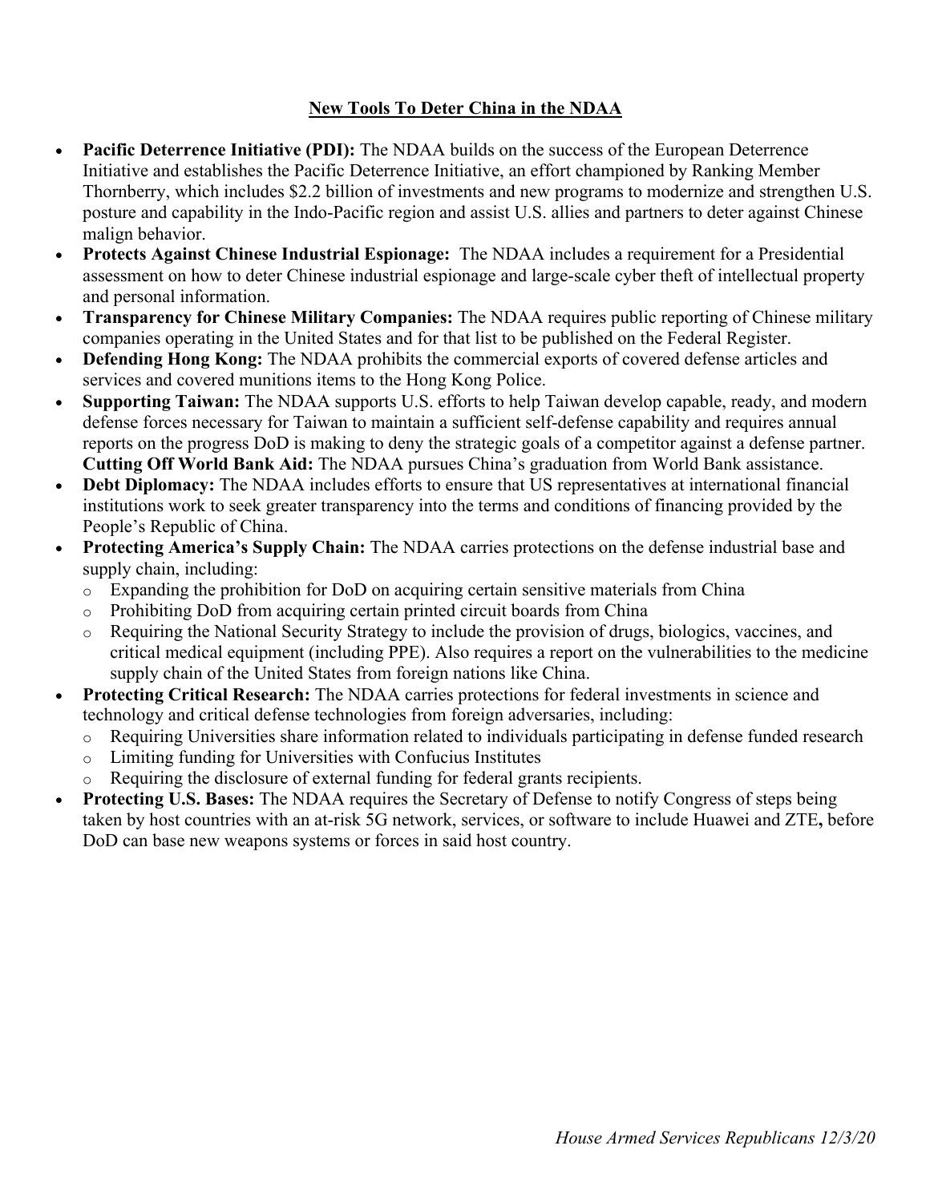## New Tools To Deter China in the NDAA

- **Pacific Deterrence Initiative (PDI):** The NDAA builds on the success of the European Deterrence Initiative and establishes the Pacific Deterrence Initiative, an effort championed by Ranking Member Thornberry, which includes $2.2 billion of investments and new programs to modernize and strengthen U.S. posture and capability in the Indo-Pacific region and assist U.S. allies and partners to deter against Chinese malign behavior.
- **Protects Against Chinese Industrial Espionage:** The NDAA includes a requirement for a Presidential assessment on how to deter Chinese industrial espionage and large-scale cyber theft of intellectual property and personal information.
- **Transparency for Chinese Military Companies:** The NDAA requires public reporting of Chinese military companies operating in the United States and for that list to be published on the Federal Register.
- **Defending Hong Kong:** The NDAA prohibits the commercial exports of covered defense articles and services and covered munitions items to the Hong Kong Police.
- **Supporting Taiwan:** The NDAA supports U.S. efforts to help Taiwan develop capable, ready, and modern defense forces necessary for Taiwan to maintain a sufficient self-defense capability and requires annual reports on the progress DoD is making to deny the strategic goals of a competitor against a defense partner. **Cutting Off World Bank Aid:** The NDAA pursues China's graduation from World Bank assistance.
- **Debt Diplomacy:** The NDAA includes efforts to ensure that US representatives at international financial institutions work to seek greater transparency into the terms and conditions of financing provided by the People's Republic of China.
- **Protecting America's Supply Chain:** The NDAA carries protections on the defense industrial base and supply chain, including:
  - Expanding the prohibition for DoD on acquiring certain sensitive materials from China
  - Prohibiting DoD from acquiring certain printed circuit boards from China
  - Requiring the National Security Strategy to include the provision of drugs, biologics, vaccines, and critical medical equipment (including PPE). Also requires a report on the vulnerabilities to the medicine supply chain of the United States from foreign nations like China.
- **Protecting Critical Research:** The NDAA carries protections for federal investments in science and technology and critical defense technologies from foreign adversaries, including:
  - Requiring Universities share information related to individuals participating in defense funded research
  - Limiting funding for Universities with Confucius Institutes
  - Requiring the disclosure of external funding for federal grants recipients.
- **Protecting U.S. Bases:** The NDAA requires the Secretary of Defense to notify Congress of steps being taken by host countries with an at-risk 5G network, services, or software to include Huawei and ZTE**,** before DoD can base new weapons systems or forces in said host country.

*House Armed Services Republicans 12/3/20*